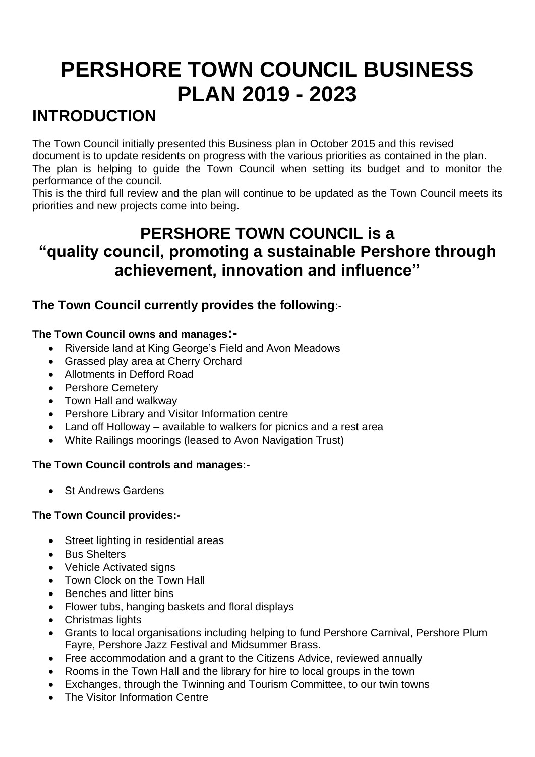# PERSHORE TOWN COUNCIL BUSINESS PLAN 2019 - 2023

## INTRODUCTION

The Town Council initially presented this Business plan in October 2015 and this revised document is to update residents on progress with the various priorities as contained in the plan. The plan is helping to guide the Town Council when setting its budget and to monitor the performance of the council.

This is the third full review and the plan will continue to be updated as the Town Council meets its priorities and new projects come into being.

## PERSHORE TOWN COUNCIL is a "quality council, promoting a sustainable Pershore through achievement, innovation and influence"

### The Town Council currently provides the following:-

**The Town Council owns and manages:-**

- Riverside land at King George's Field and Avon Meadows
- Grassed play area at Cherry Orchard
- Allotments in Defford Road
- Pershore Cemetery
- Town Hall and walkway
- Pershore Library and Visitor Information centre
- Land off Holloway – available to walkers for picnics and a rest area
- White Railings moorings (leased to Avon Navigation Trust)

**The Town Council controls and manages:-**

- St Andrews Gardens

**The Town Council provides:-**

- Street lighting in residential areas
- Bus Shelters
- Vehicle Activated signs
- Town Clock on the Town Hall
- Benches and litter bins
- Flower tubs, hanging baskets and floral displays
- Christmas lights
- Grants to local organisations including helping to fund Pershore Carnival, Pershore Plum Fayre, Pershore Jazz Festival and Midsummer Brass.
- Free accommodation and a grant to the Citizens Advice, reviewed annually
- Rooms in the Town Hall and the library for hire to local groups in the town
- Exchanges, through the Twinning and Tourism Committee, to our twin towns
- The Visitor Information Centre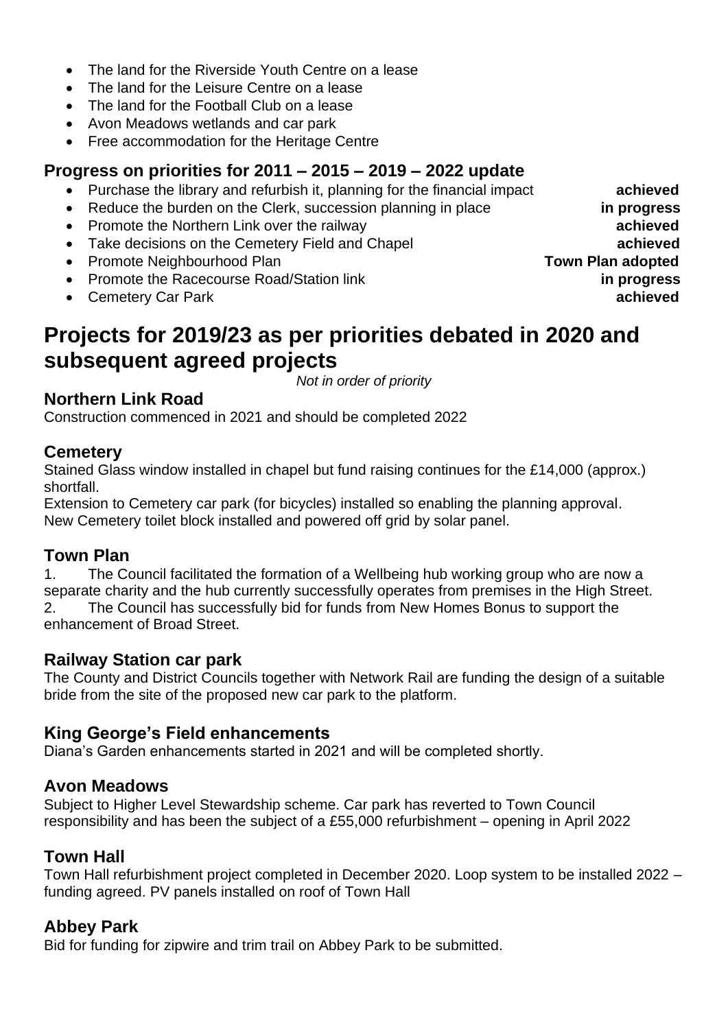- The land for the Riverside Youth Centre on a lease
- The land for the Leisure Centre on a lease
- The land for the Football Club on a lease
- Avon Meadows wetlands and car park
- Free accommodation for the Heritage Centre

### Progress on priorities for 2011 – 2015 – 2019 – 2022 update

- Purchase the library and refurbish it, planning for the financial impact **achieved**
- Reduce the burden on the Clerk, succession planning in place **in progress**
- Promote the Northern Link over the railway **achieved**
- Take decisions on the Cemetery Field and Chapel **achieved**
- Promote Neighbourhood Plan **Town Plan adopted**
- Promote the Racecourse Road/Station link **in progress**
- Cemetery Car Park **achieved**

## Projects for 2019/23 as per priorities debated in 2020 and subsequent agreed projects

*Not in order of priority*

### Northern Link Road

Construction commenced in 2021 and should be completed 2022

### Cemetery

Stained Glass window installed in chapel but fund raising continues for the £14,000 (approx.) shortfall.

Extension to Cemetery car park (for bicycles) installed so enabling the planning approval.
New Cemetery toilet block installed and powered off grid by solar panel.

### Town Plan

1. The Council facilitated the formation of a Wellbeing hub working group who are now a separate charity and the hub currently successfully operates from premises in the High Street.
2. The Council has successfully bid for funds from New Homes Bonus to support the enhancement of Broad Street.

### Railway Station car park

The County and District Councils together with Network Rail are funding the design of a suitable bride from the site of the proposed new car park to the platform.

### King George's Field enhancements

Diana's Garden enhancements started in 2021 and will be completed shortly.

### Avon Meadows

Subject to Higher Level Stewardship scheme. Car park has reverted to Town Council responsibility and has been the subject of a £55,000 refurbishment – opening in April 2022

### Town Hall

Town Hall refurbishment project completed in December 2020. Loop system to be installed 2022 – funding agreed. PV panels installed on roof of Town Hall

### Abbey Park

Bid for funding for zipwire and trim trail on Abbey Park to be submitted.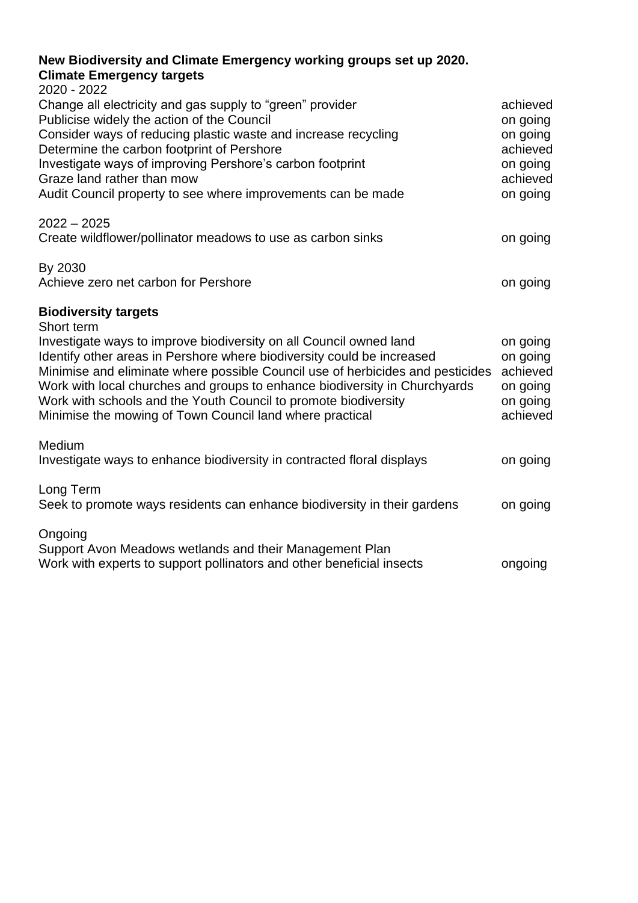**New Biodiversity and Climate Emergency working groups set up 2020.**

**Climate Emergency targets**

| 2020 - 2022 | |
|---|---|
| Change all electricity and gas supply to “green” provider | achieved |
| Publicise widely the action of the Council | on going |
| Consider ways of reducing plastic waste and increase recycling | on going |
| Determine the carbon footprint of Pershore | achieved |
| Investigate ways of improving Pershore’s carbon footprint | on going |
| Graze land rather than mow | achieved |
| Audit Council property to see where improvements can be made | on going |
| **2022 – 2025** | |
| Create wildflower/pollinator meadows to use as carbon sinks | on going |
| **By 2030** | |
| Achieve zero net carbon for Pershore | on going |

**Biodiversity targets**

| Short term | |
|---|---|
| Investigate ways to improve biodiversity on all Council owned land | on going |
| Identify other areas in Pershore where biodiversity could be increased | on going |
| Minimise and eliminate where possible Council use of herbicides and pesticides | achieved |
| Work with local churches and groups to enhance biodiversity in Churchyards | on going |
| Work with schools and the Youth Council to promote biodiversity | on going |
| Minimise the mowing of Town Council land where practical | achieved |
| **Medium** | |
| Investigate ways to enhance biodiversity in contracted floral displays | on going |
| **Long Term** | |
| Seek to promote ways residents can enhance biodiversity in their gardens | on going |
| **Ongoing** | |
| Support Avon Meadows wetlands and their Management Plan | |
| Work with experts to support pollinators and other beneficial insects | ongoing |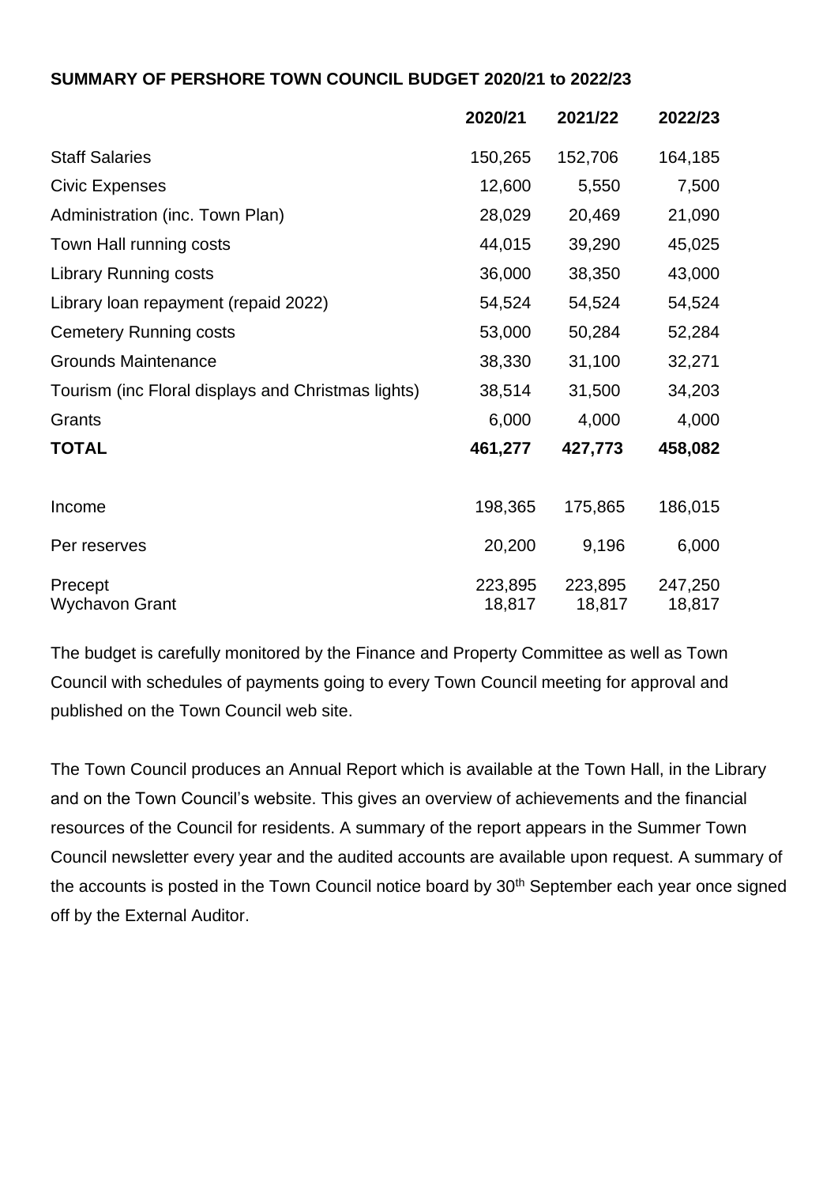**SUMMARY OF PERSHORE TOWN COUNCIL BUDGET 2020/21 to 2022/23**

| | **2020/21** | **2021/22** | **2022/23** |
|---|---|---|---|
| Staff Salaries | 150,265 | 152,706 | 164,185 |
| Civic Expenses | 12,600 | 5,550 | 7,500 |
| Administration (inc. Town Plan) | 28,029 | 20,469 | 21,090 |
| Town Hall running costs | 44,015 | 39,290 | 45,025 |
| Library Running costs | 36,000 | 38,350 | 43,000 |
| Library loan repayment (repaid 2022) | 54,524 | 54,524 | 54,524 |
| Cemetery Running costs | 53,000 | 50,284 | 52,284 |
| Grounds Maintenance | 38,330 | 31,100 | 32,271 |
| Tourism (inc Floral displays and Christmas lights) | 38,514 | 31,500 | 34,203 |
| Grants | 6,000 | 4,000 | 4,000 |
| **TOTAL** | **461,277** | **427,773** | **458,082** |
| | | | |
| Income | 198,365 | 175,865 | 186,015 |
| Per reserves | 20,200 | 9,196 | 6,000 |
| Precept | 223,895 | 223,895 | 247,250 |
| Wychavon Grant | 18,817 | 18,817 | 18,817 |

The budget is carefully monitored by the Finance and Property Committee as well as Town Council with schedules of payments going to every Town Council meeting for approval and published on the Town Council web site.

The Town Council produces an Annual Report which is available at the Town Hall, in the Library and on the Town Council's website. This gives an overview of achievements and the financial resources of the Council for residents. A summary of the report appears in the Summer Town Council newsletter every year and the audited accounts are available upon request. A summary of the accounts is posted in the Town Council notice board by 30th September each year once signed off by the External Auditor.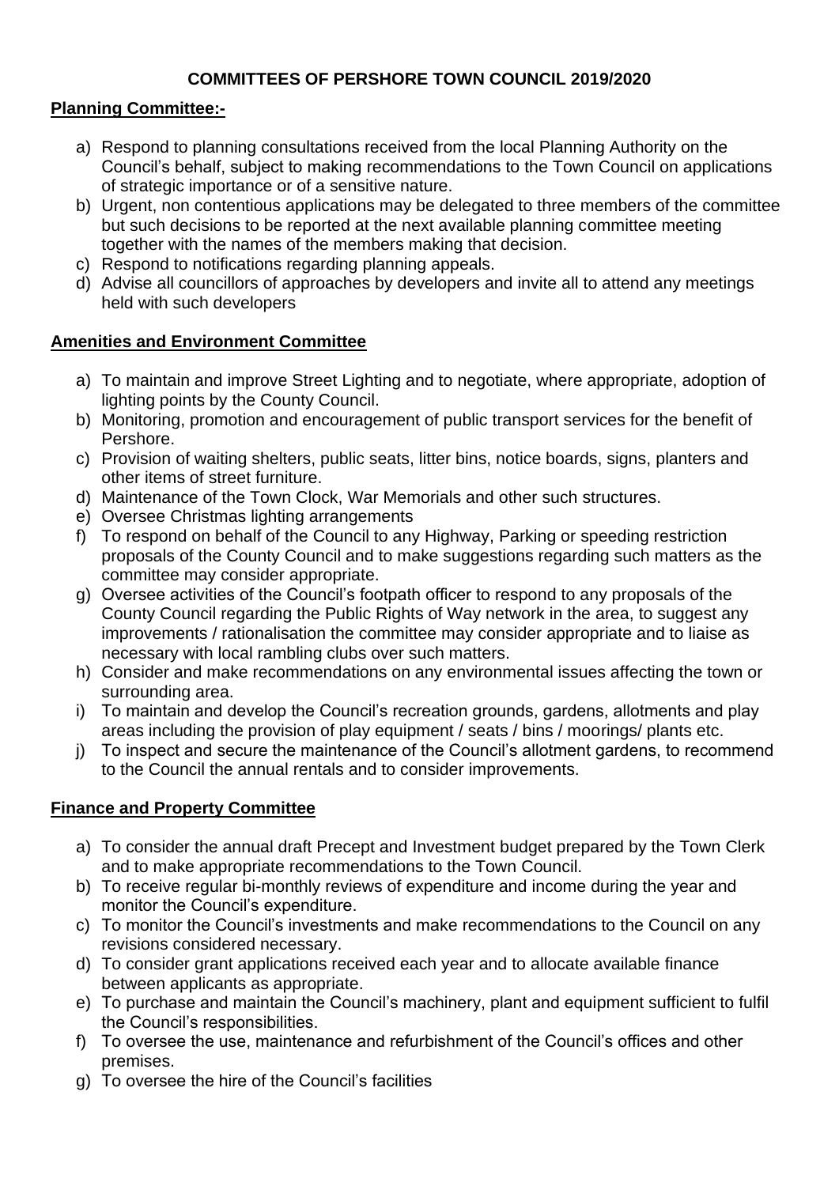# COMMITTEES OF PERSHORE TOWN COUNCIL 2019/2020

## Planning Committee:-

a) Respond to planning consultations received from the local Planning Authority on the Council's behalf, subject to making recommendations to the Town Council on applications of strategic importance or of a sensitive nature.
b) Urgent, non contentious applications may be delegated to three members of the committee but such decisions to be reported at the next available planning committee meeting together with the names of the members making that decision.
c) Respond to notifications regarding planning appeals.
d) Advise all councillors of approaches by developers and invite all to attend any meetings held with such developers

## Amenities and Environment Committee

a) To maintain and improve Street Lighting and to negotiate, where appropriate, adoption of lighting points by the County Council.
b) Monitoring, promotion and encouragement of public transport services for the benefit of Pershore.
c) Provision of waiting shelters, public seats, litter bins, notice boards, signs, planters and other items of street furniture.
d) Maintenance of the Town Clock, War Memorials and other such structures.
e) Oversee Christmas lighting arrangements
f) To respond on behalf of the Council to any Highway, Parking or speeding restriction proposals of the County Council and to make suggestions regarding such matters as the committee may consider appropriate.
g) Oversee activities of the Council's footpath officer to respond to any proposals of the County Council regarding the Public Rights of Way network in the area, to suggest any improvements / rationalisation the committee may consider appropriate and to liaise as necessary with local rambling clubs over such matters.
h) Consider and make recommendations on any environmental issues affecting the town or surrounding area.
i) To maintain and develop the Council's recreation grounds, gardens, allotments and play areas including the provision of play equipment / seats / bins / moorings/ plants etc.
j) To inspect and secure the maintenance of the Council's allotment gardens, to recommend to the Council the annual rentals and to consider improvements.

## Finance and Property Committee

a) To consider the annual draft Precept and Investment budget prepared by the Town Clerk and to make appropriate recommendations to the Town Council.
b) To receive regular bi-monthly reviews of expenditure and income during the year and monitor the Council's expenditure.
c) To monitor the Council's investments and make recommendations to the Council on any revisions considered necessary.
d) To consider grant applications received each year and to allocate available finance between applicants as appropriate.
e) To purchase and maintain the Council's machinery, plant and equipment sufficient to fulfil the Council's responsibilities.
f) To oversee the use, maintenance and refurbishment of the Council's offices and other premises.
g) To oversee the hire of the Council's facilities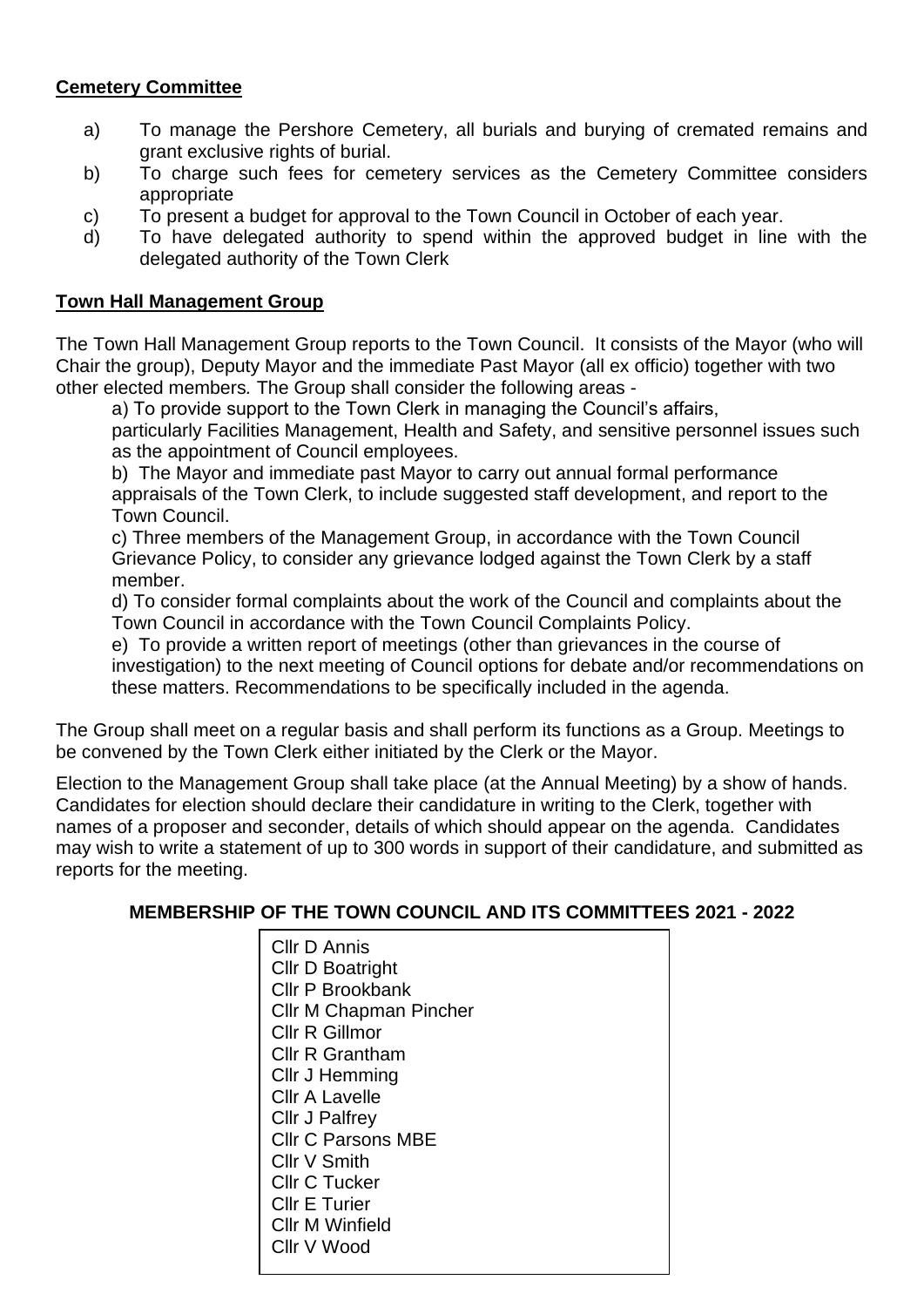## Cemetery Committee

a) To manage the Pershore Cemetery, all burials and burying of cremated remains and grant exclusive rights of burial.

b) To charge such fees for cemetery services as the Cemetery Committee considers appropriate

c) To present a budget for approval to the Town Council in October of each year.

d) To have delegated authority to spend within the approved budget in line with the delegated authority of the Town Clerk

## Town Hall Management Group

The Town Hall Management Group reports to the Town Council. It consists of the Mayor (who will Chair the group), Deputy Mayor and the immediate Past Mayor (all ex officio) together with two other elected members. The Group shall consider the following areas -

a) To provide support to the Town Clerk in managing the Council's affairs, particularly Facilities Management, Health and Safety, and sensitive personnel issues such as the appointment of Council employees.

b) The Mayor and immediate past Mayor to carry out annual formal performance appraisals of the Town Clerk, to include suggested staff development, and report to the Town Council.

c) Three members of the Management Group, in accordance with the Town Council Grievance Policy, to consider any grievance lodged against the Town Clerk by a staff member.

d) To consider formal complaints about the work of the Council and complaints about the Town Council in accordance with the Town Council Complaints Policy.

e) To provide a written report of meetings (other than grievances in the course of investigation) to the next meeting of Council options for debate and/or recommendations on these matters. Recommendations to be specifically included in the agenda.

The Group shall meet on a regular basis and shall perform its functions as a Group. Meetings to be convened by the Town Clerk either initiated by the Clerk or the Mayor.

Election to the Management Group shall take place (at the Annual Meeting) by a show of hands. Candidates for election should declare their candidature in writing to the Clerk, together with names of a proposer and seconder, details of which should appear on the agenda. Candidates may wish to write a statement of up to 300 words in support of their candidature, and submitted as reports for the meeting.

## MEMBERSHIP OF THE TOWN COUNCIL AND ITS COMMITTEES 2021 - 2022

Cllr D Annis
Cllr D Boatright
Cllr P Brookbank
Cllr M Chapman Pincher
Cllr R Gillmor
Cllr R Grantham
Cllr J Hemming
Cllr A Lavelle
Cllr J Palfrey
Cllr C Parsons MBE
Cllr V Smith
Cllr C Tucker
Cllr E Turier
Cllr M Winfield
Cllr V Wood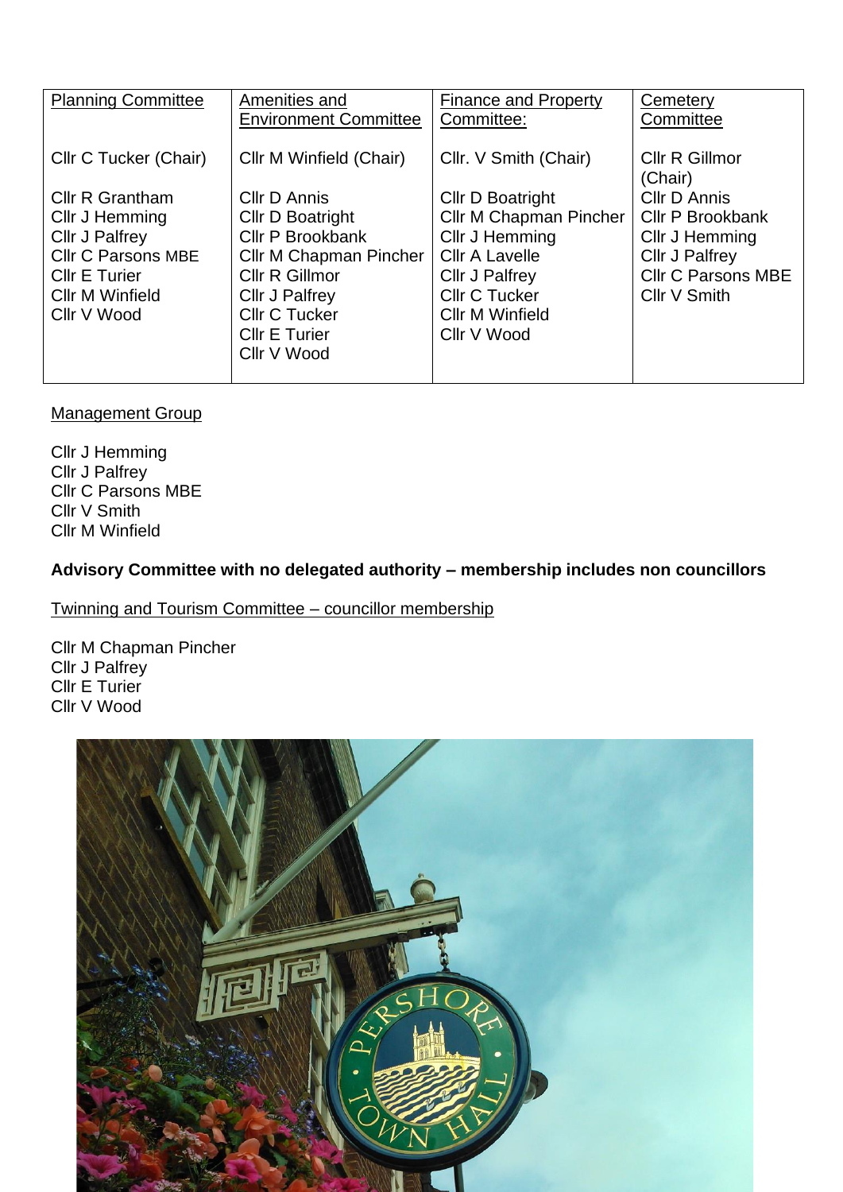| Planning Committee | Amenities and Environment Committee | Finance and Property Committee: | Cemetery Committee |
|---|---|---|---|
| Cllr C Tucker (Chair) | Cllr M Winfield (Chair) | Cllr. V Smith (Chair) | Cllr R Gillmor (Chair) |
| Cllr R Grantham | Cllr D Annis | Cllr D Boatright | Cllr D Annis |
| Cllr J Hemming | Cllr D Boatright | Cllr M Chapman Pincher | Cllr P Brookbank |
| Cllr J Palfrey | Cllr P Brookbank | Cllr J Hemming | Cllr J Hemming |
| Cllr C Parsons MBE | Cllr M Chapman Pincher | Cllr A Lavelle | Cllr J Palfrey |
| Cllr E Turier | Cllr R Gillmor | Cllr J Palfrey | Cllr C Parsons MBE |
| Cllr M Winfield | Cllr J Palfrey | Cllr C Tucker | Cllr V Smith |
| Cllr V Wood | Cllr C Tucker | Cllr M Winfield | |
| | Cllr E Turier | Cllr V Wood | |
| | Cllr V Wood | | |

Management Group

Cllr J Hemming
Cllr J Palfrey
Cllr C Parsons MBE
Cllr V Smith
Cllr M Winfield

**Advisory Committee with no delegated authority – membership includes non councillors**

Twinning and Tourism Committee – councillor membership

Cllr M Chapman Pincher
Cllr J Palfrey
Cllr E Turier
Cllr V Wood